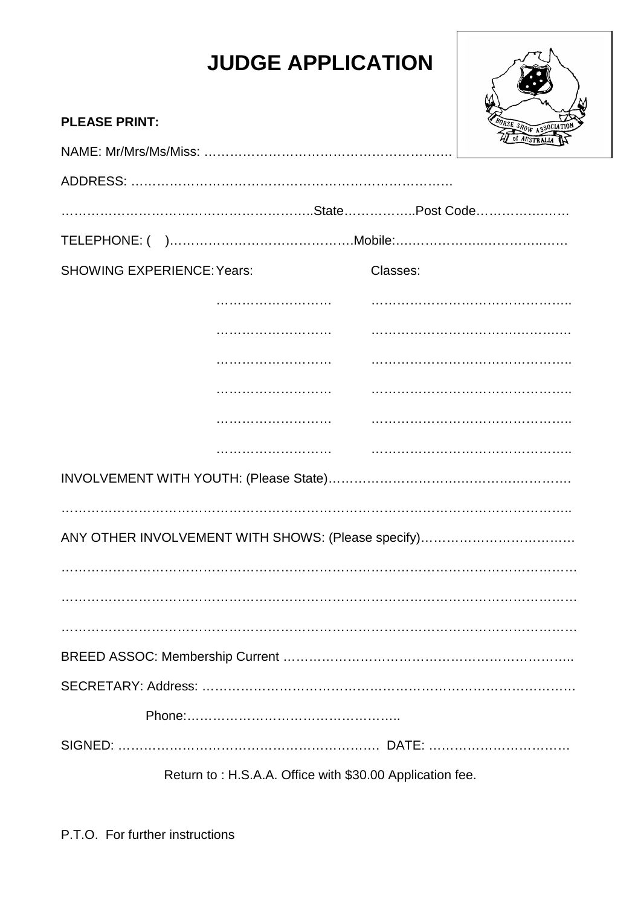# JUDGE APPLICATION

**PLEASE PRINT:**

NAME: Mr/Mrs/Ms/Miss: …………………………………………………

ADDRESS: ……………………………………………………………………

…………………………………………………..State……………..Post Code…………………

TELEPHONE: (    )……………………………………Mobile:……………………………………

| SHOWING EXPERIENCE: | Years: | Classes: |
| --- | --- | --- |
| | ……………………… | ……………………………………… |
| | ……………………… | ……………………………………… |
| | ……………………… | ……………………………………… |
| | ……………………… | ……………………………………… |
| | ……………………… | ……………………………………… |
| | ……………………… | ……………………………………… |

INVOLVEMENT WITH YOUTH: (Please State)……………………………………………………

…………………………………………………………………………………………………………

ANY OTHER INVOLVEMENT WITH SHOWS: (Please specify)………………………………

…………………………………………………………………………………………………………

…………………………………………………………………………………………………………

…………………………………………………………………………………………………………

BREED ASSOC: Membership Current ……………………………………………………………

SECRETARY: Address: ……………………………………………………………………………

Phone:…………………………………………..

SIGNED: ……………………………………………………… DATE: ……………………………

Return to : H.S.A.A. Office with $30.00 Application fee.

P.T.O. For further instructions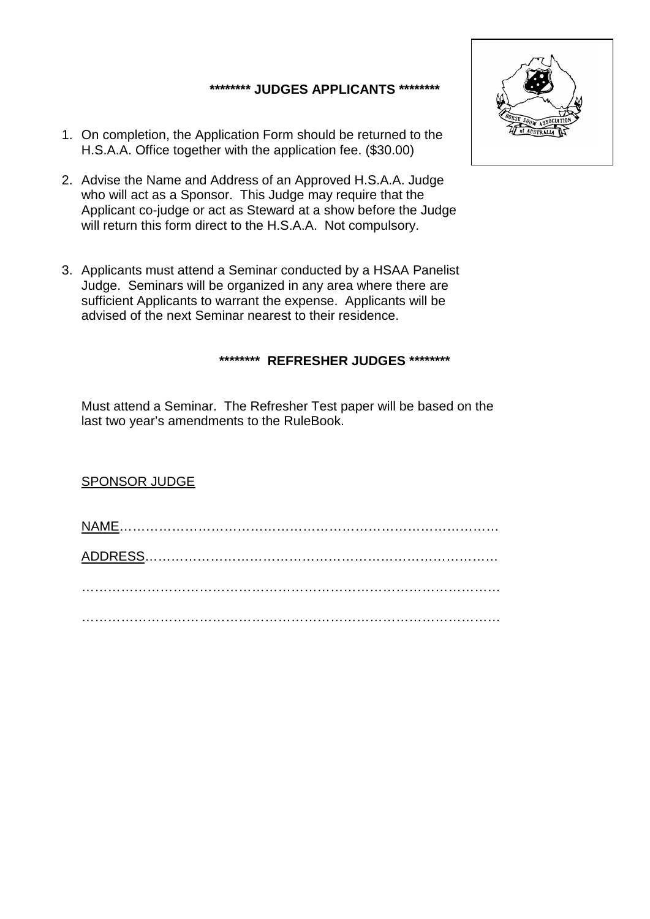**\*\*\*\*\*\*\*\* JUDGES APPLICANTS \*\*\*\*\*\*\*\***

1. On completion, the Application Form should be returned to the H.S.A.A. Office together with the application fee. ($30.00)

2. Advise the Name and Address of an Approved H.S.A.A. Judge who will act as a Sponsor. This Judge may require that the Applicant co-judge or act as Steward at a show before the Judge will return this form direct to the H.S.A.A. Not compulsory.

3. Applicants must attend a Seminar conducted by a HSAA Panelist Judge. Seminars will be organized in any area where there are sufficient Applicants to warrant the expense. Applicants will be advised of the next Seminar nearest to their residence.

**\*\*\*\*\*\*\*\* REFRESHER JUDGES \*\*\*\*\*\*\*\***

Must attend a Seminar. The Refresher Test paper will be based on the last two year's amendments to the RuleBook.

<u>SPONSOR JUDGE</u>

<u>NAME</u>……………………………………………………………………………

<u>ADDRESS</u>…………………………………………………………………….

……………………………………………………………………………………

……………………………………………………………………………………